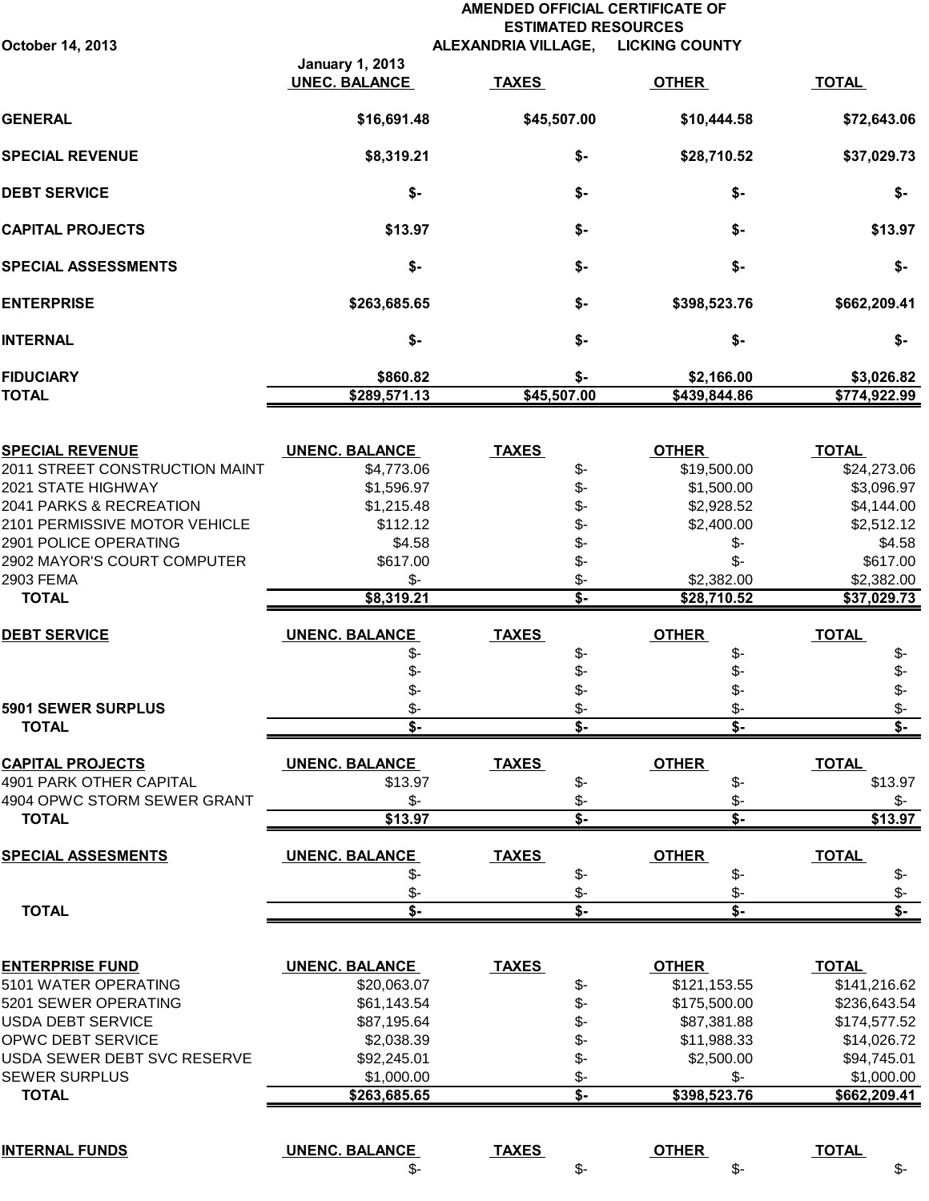# AMENDED OFFICIAL CERTIFICATE OF ESTIMATED RESOURCES

**October 14, 2013** — **ALEXANDRIA VILLAGE, LICKING COUNTY**

| | January 1, 2013 UNEC. BALANCE | TAXES | OTHER | TOTAL |
|---|---|---|---|---|
| **GENERAL** | **$16,691.48** | **$45,507.00** | **$10,444.58** | **$72,643.06** |
| **SPECIAL REVENUE** | **$8,319.21** | **$-** | **$28,710.52** | **$37,029.73** |
| **DEBT SERVICE** | **$-** | **$-** | **$-** | **$-** |
| **CAPITAL PROJECTS** | **$13.97** | **$-** | **$-** | **$13.97** |
| **SPECIAL ASSESSMENTS** | **$-** | **$-** | **$-** | **$-** |
| **ENTERPRISE** | **$263,685.65** | **$-** | **$398,523.76** | **$662,209.41** |
| **INTERNAL** | **$-** | **$-** | **$-** | **$-** |
| **FIDUCIARY** | **$860.82** | **$-** | **$2,166.00** | **$3,026.82** |
| **TOTAL** | **$289,571.13** | **$45,507.00** | **$439,844.86** | **$774,922.99** |

| SPECIAL REVENUE | UNENC. BALANCE | TAXES | OTHER | TOTAL |
|---|---|---|---|---|
| 2011 STREET CONSTRUCTION MAINT | $4,773.06 | $- | $19,500.00 | $24,273.06 |
| 2021 STATE HIGHWAY | $1,596.97 | $- | $1,500.00 | $3,096.97 |
| 2041 PARKS & RECREATION | $1,215.48 | $- | $2,928.52 | $4,144.00 |
| 2101 PERMISSIVE MOTOR VEHICLE | $112.12 | $- | $2,400.00 | $2,512.12 |
| 2901 POLICE OPERATING | $4.58 | $- | $- | $4.58 |
| 2902 MAYOR'S COURT COMPUTER | $617.00 | $- | $- | $617.00 |
| 2903 FEMA | $- | $- | $2,382.00 | $2,382.00 |
| **TOTAL** | **$8,319.21** | **$-** | **$28,710.52** | **$37,029.73** |

| DEBT SERVICE | UNENC. BALANCE | TAXES | OTHER | TOTAL |
|---|---|---|---|---|
| | $- | $- | $- | $- |
| | $- | $- | $- | $- |
| | $- | $- | $- | $- |
| **5901 SEWER SURPLUS** | $- | $- | $- | $- |
| **TOTAL** | **$-** | **$-** | **$-** | **$-** |

| CAPITAL PROJECTS | UNENC. BALANCE | TAXES | OTHER | TOTAL |
|---|---|---|---|---|
| 4901 PARK OTHER CAPITAL | $13.97 | $- | $- | $13.97 |
| 4904 OPWC STORM SEWER GRANT | $- | $- | $- | $- |
| **TOTAL** | **$13.97** | **$-** | **$-** | **$13.97** |

| SPECIAL ASSESMENTS | UNENC. BALANCE | TAXES | OTHER | TOTAL |
|---|---|---|---|---|
| | $- | $- | $- | $- |
| | $- | $- | $- | $- |
| **TOTAL** | **$-** | **$-** | **$-** | **$-** |

| ENTERPRISE FUND | UNENC. BALANCE | TAXES | OTHER | TOTAL |
|---|---|---|---|---|
| 5101 WATER OPERATING | $20,063.07 | $- | $121,153.55 | $141,216.62 |
| 5201 SEWER OPERATING | $61,143.54 | $- | $175,500.00 | $236,643.54 |
| USDA DEBT SERVICE | $87,195.64 | $- | $87,381.88 | $174,577.52 |
| OPWC DEBT SERVICE | $2,038.39 | $- | $11,988.33 | $14,026.72 |
| USDA SEWER DEBT SVC RESERVE | $92,245.01 | $- | $2,500.00 | $94,745.01 |
| SEWER SURPLUS | $1,000.00 | $- | $- | $1,000.00 |
| **TOTAL** | **$263,685.65** | **$-** | **$398,523.76** | **$662,209.41** |

| INTERNAL FUNDS | UNENC. BALANCE | TAXES | OTHER | TOTAL |
|---|---|---|---|---|
| | $- | $- | $- | $- |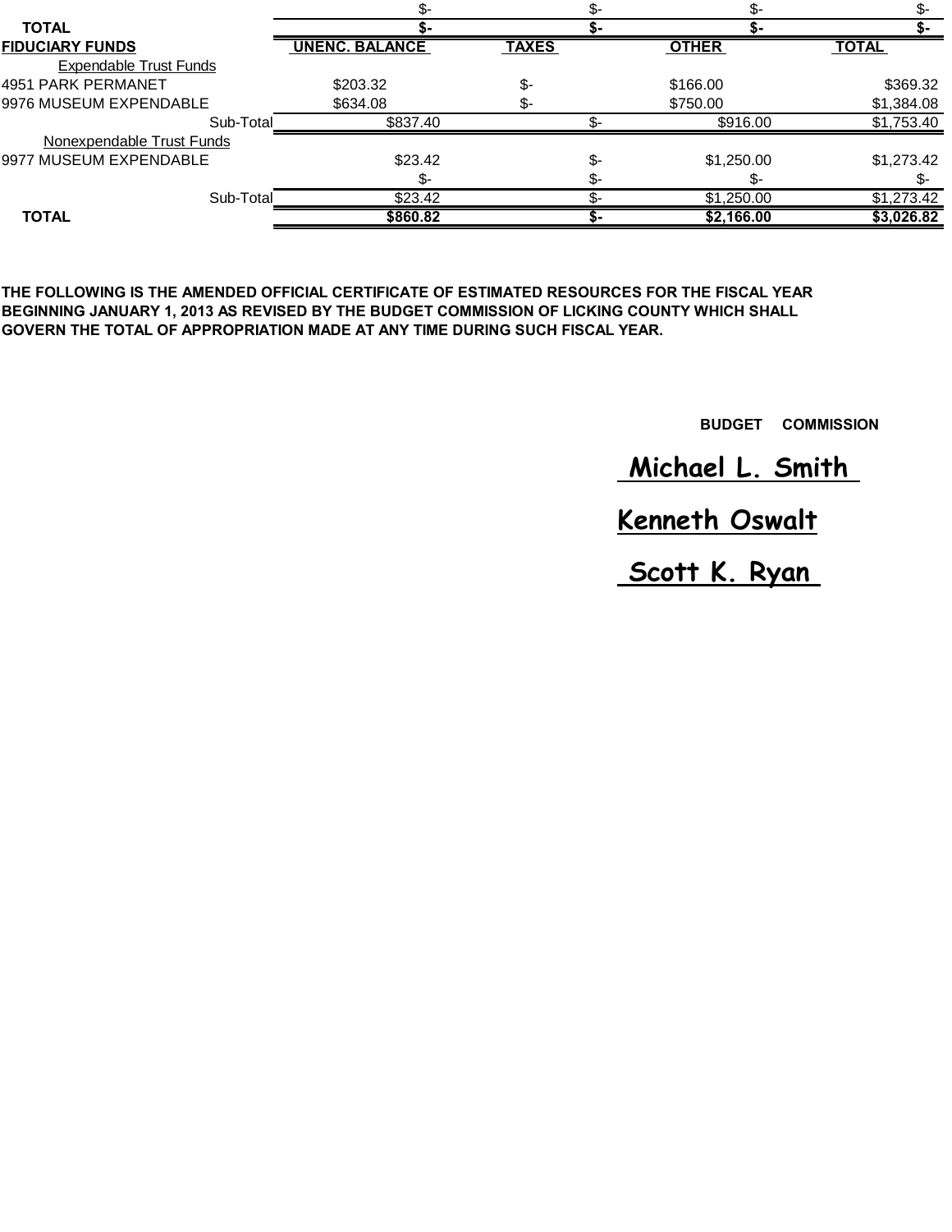| | | | | |
|---|---|---|---|---|
| | $- | $- | $- | $- |
| **TOTAL** | **$-** | **$-** | **$-** | **$-** |
| **FIDUCIARY FUNDS** | **UNENC. BALANCE** | **TAXES** | **OTHER** | **TOTAL** |
| Expendable Trust Funds | | | | |
| 4951 PARK PERMANET | $203.32 | $- | $166.00 | $369.32 |
| 9976 MUSEUM EXPENDABLE | $634.08 | $- | $750.00 | $1,384.08 |
| Sub-Total | $837.40 | $- | $916.00 | $1,753.40 |
| Nonexpendable Trust Funds | | | | |
| 9977 MUSEUM EXPENDABLE | $23.42 | $- | $1,250.00 | $1,273.42 |
| | $- | $- | $- | $- |
| Sub-Total | $23.42 | $- | $1,250.00 | $1,273.42 |
| **TOTAL** | **$860.82** | **$-** | **$2,166.00** | **$3,026.82** |

**THE FOLLOWING IS THE AMENDED OFFICIAL CERTIFICATE OF ESTIMATED RESOURCES FOR THE FISCAL YEAR BEGINNING JANUARY 1, 2013 AS REVISED BY THE BUDGET COMMISSION OF LICKING COUNTY WHICH SHALL GOVERN THE TOTAL OF APPROPRIATION MADE AT ANY TIME DURING SUCH FISCAL YEAR.**

**BUDGET COMMISSION**

**Michael L. Smith**

**Kenneth Oswalt**

**Scott K. Ryan**